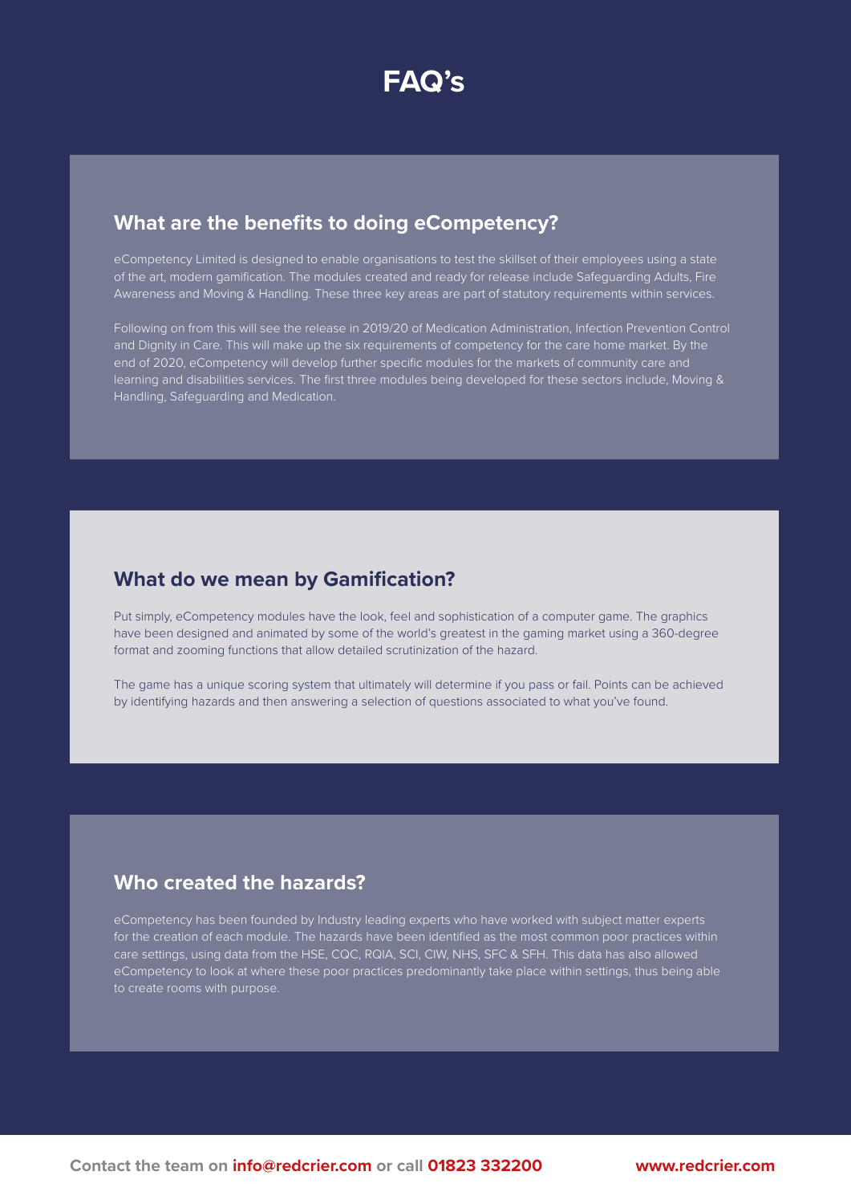# FAQ's

## What are the benefits to doing eCompetency?

eCompetency Limited is designed to enable organisations to test the skillset of their employees using a state of the art, modern gamification. The modules created and ready for release include Safeguarding Adults, Fire Awareness and Moving & Handling. These three key areas are part of statutory requirements within services.

Following on from this will see the release in 2019/20 of Medication Administration, Infection Prevention Control and Dignity in Care. This will make up the six requirements of competency for the care home market. By the end of 2020, eCompetency will develop further specific modules for the markets of community care and learning and disabilities services. The first three modules being developed for these sectors include, Moving & Handling, Safeguarding and Medication.

## What do we mean by Gamification?

Put simply, eCompetency modules have the look, feel and sophistication of a computer game. The graphics have been designed and animated by some of the world's greatest in the gaming market using a 360-degree format and zooming functions that allow detailed scrutinization of the hazard.

The game has a unique scoring system that ultimately will determine if you pass or fail. Points can be achieved by identifying hazards and then answering a selection of questions associated to what you've found.

## Who created the hazards?

eCompetency has been founded by Industry leading experts who have worked with subject matter experts for the creation of each module. The hazards have been identified as the most common poor practices within care settings, using data from the HSE, CQC, RQIA, SCI, CIW, NHS, SFC & SFH. This data has also allowed eCompetency to look at where these poor practices predominantly take place within settings, thus being able to create rooms with purpose.

Contact the team on **info@redcrier.com** or call **01823 332200** **www.redcrier.com**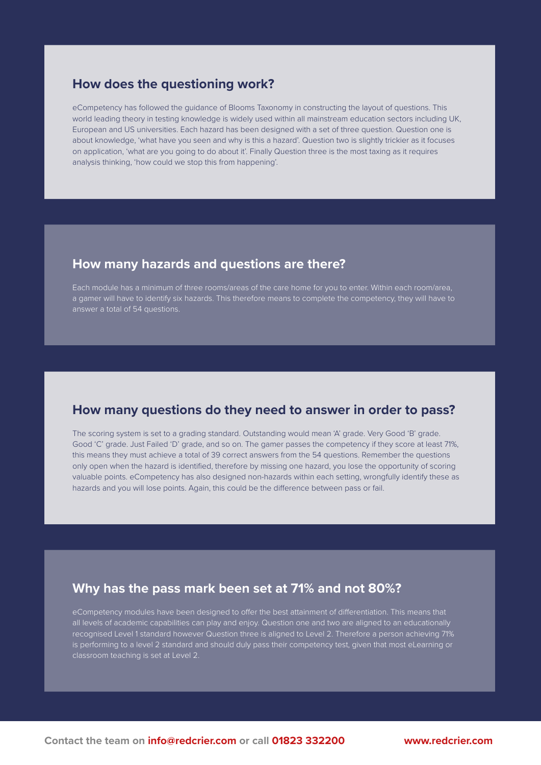## How does the questioning work?

eCompetency has followed the guidance of Blooms Taxonomy in constructing the layout of questions. This world leading theory in testing knowledge is widely used within all mainstream education sectors including UK, European and US universities. Each hazard has been designed with a set of three question. Question one is about knowledge, 'what have you seen and why is this a hazard'. Question two is slightly trickier as it focuses on application, 'what are you going to do about it'. Finally Question three is the most taxing as it requires analysis thinking, 'how could we stop this from happening'.

## How many hazards and questions are there?

Each module has a minimum of three rooms/areas of the care home for you to enter. Within each room/area, a gamer will have to identify six hazards. This therefore means to complete the competency, they will have to answer a total of 54 questions.

## How many questions do they need to answer in order to pass?

The scoring system is set to a grading standard. Outstanding would mean 'A' grade. Very Good 'B' grade. Good 'C' grade. Just Failed 'D' grade, and so on. The gamer passes the competency if they score at least 71%, this means they must achieve a total of 39 correct answers from the 54 questions. Remember the questions only open when the hazard is identified, therefore by missing one hazard, you lose the opportunity of scoring valuable points. eCompetency has also designed non-hazards within each setting, wrongfully identify these as hazards and you will lose points. Again, this could be the difference between pass or fail.

## Why has the pass mark been set at 71% and not 80%?

eCompetency modules have been designed to offer the best attainment of differentiation. This means that all levels of academic capabilities can play and enjoy. Question one and two are aligned to an educationally recognised Level 1 standard however Question three is aligned to Level 2. Therefore a person achieving 71% is performing to a level 2 standard and should duly pass their competency test, given that most eLearning or classroom teaching is set at Level 2.

Contact the team on **info@redcrier.com** or call **01823 332200** **www.redcrier.com**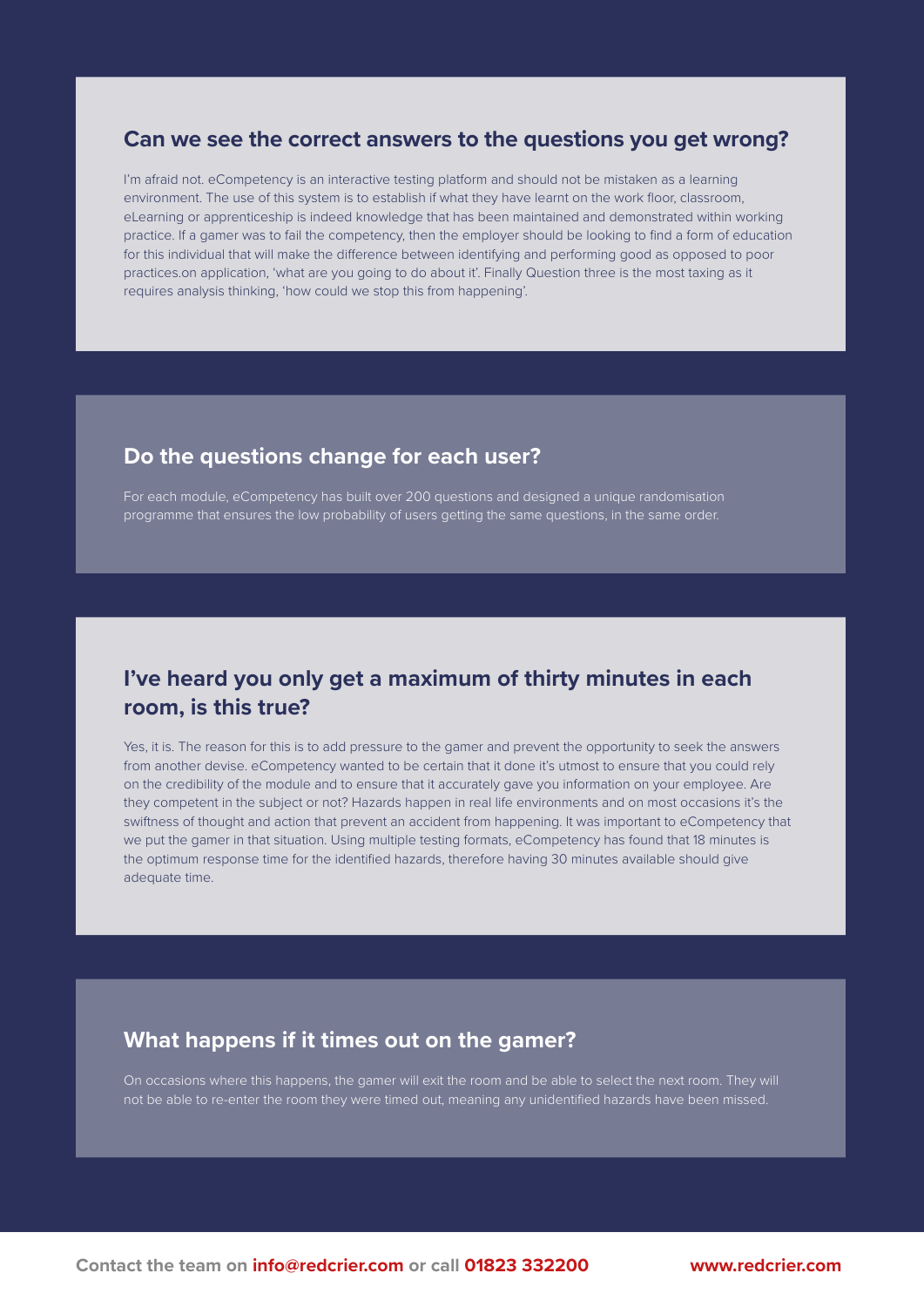## Can we see the correct answers to the questions you get wrong?

I'm afraid not. eCompetency is an interactive testing platform and should not be mistaken as a learning environment. The use of this system is to establish if what they have learnt on the work floor, classroom, eLearning or apprenticeship is indeed knowledge that has been maintained and demonstrated within working practice. If a gamer was to fail the competency, then the employer should be looking to find a form of education for this individual that will make the difference between identifying and performing good as opposed to poor practices.on application, 'what are you going to do about it'. Finally Question three is the most taxing as it requires analysis thinking, 'how could we stop this from happening'.

## Do the questions change for each user?

For each module, eCompetency has built over 200 questions and designed a unique randomisation programme that ensures the low probability of users getting the same questions, in the same order.

## I've heard you only get a maximum of thirty minutes in each room, is this true?

Yes, it is. The reason for this is to add pressure to the gamer and prevent the opportunity to seek the answers from another devise. eCompetency wanted to be certain that it done it's utmost to ensure that you could rely on the credibility of the module and to ensure that it accurately gave you information on your employee. Are they competent in the subject or not? Hazards happen in real life environments and on most occasions it's the swiftness of thought and action that prevent an accident from happening. It was important to eCompetency that we put the gamer in that situation. Using multiple testing formats, eCompetency has found that 18 minutes is the optimum response time for the identified hazards, therefore having 30 minutes available should give adequate time.

## What happens if it times out on the gamer?

On occasions where this happens, the gamer will exit the room and be able to select the next room. They will not be able to re-enter the room they were timed out, meaning any unidentified hazards have been missed.

Contact the team on **info@redcrier.com** or call **01823 332200** **www.redcrier.com**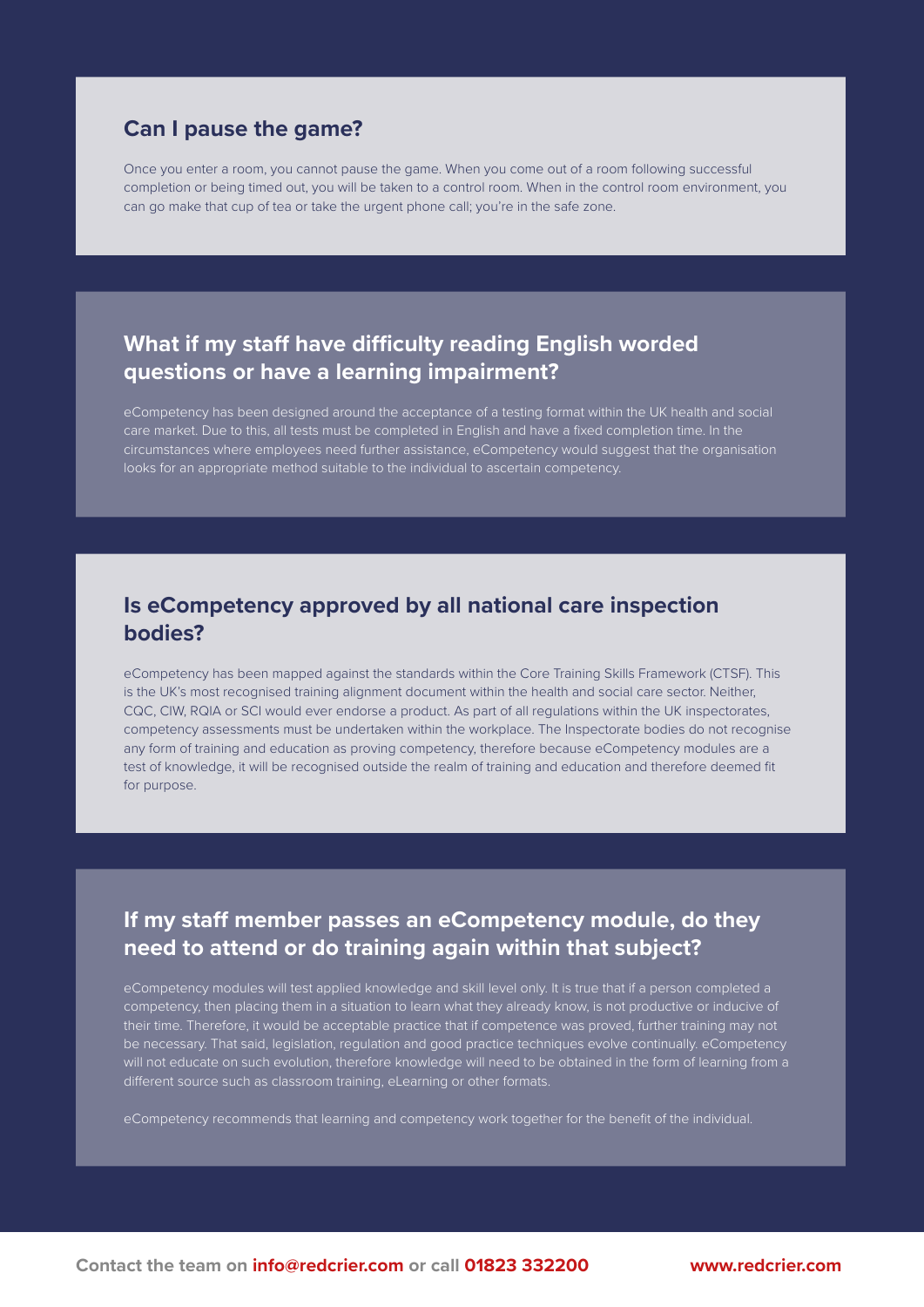## Can I pause the game?

Once you enter a room, you cannot pause the game. When you come out of a room following successful completion or being timed out, you will be taken to a control room. When in the control room environment, you can go make that cup of tea or take the urgent phone call; you're in the safe zone.

## What if my staff have difficulty reading English worded questions or have a learning impairment?

eCompetency has been designed around the acceptance of a testing format within the UK health and social care market. Due to this, all tests must be completed in English and have a fixed completion time. In the circumstances where employees need further assistance, eCompetency would suggest that the organisation looks for an appropriate method suitable to the individual to ascertain competency.

## Is eCompetency approved by all national care inspection bodies?

eCompetency has been mapped against the standards within the Core Training Skills Framework (CTSF). This is the UK's most recognised training alignment document within the health and social care sector. Neither, CQC, CIW, RQIA or SCI would ever endorse a product. As part of all regulations within the UK inspectorates, competency assessments must be undertaken within the workplace. The Inspectorate bodies do not recognise any form of training and education as proving competency, therefore because eCompetency modules are a test of knowledge, it will be recognised outside the realm of training and education and therefore deemed fit for purpose.

## If my staff member passes an eCompetency module, do they need to attend or do training again within that subject?

eCompetency modules will test applied knowledge and skill level only. It is true that if a person completed a competency, then placing them in a situation to learn what they already know, is not productive or inducive of their time. Therefore, it would be acceptable practice that if competence was proved, further training may not be necessary. That said, legislation, regulation and good practice techniques evolve continually. eCompetency will not educate on such evolution, therefore knowledge will need to be obtained in the form of learning from a different source such as classroom training, eLearning or other formats.

eCompetency recommends that learning and competency work together for the benefit of the individual.

Contact the team on **info@redcrier.com** or call **01823 332200** **www.redcrier.com**